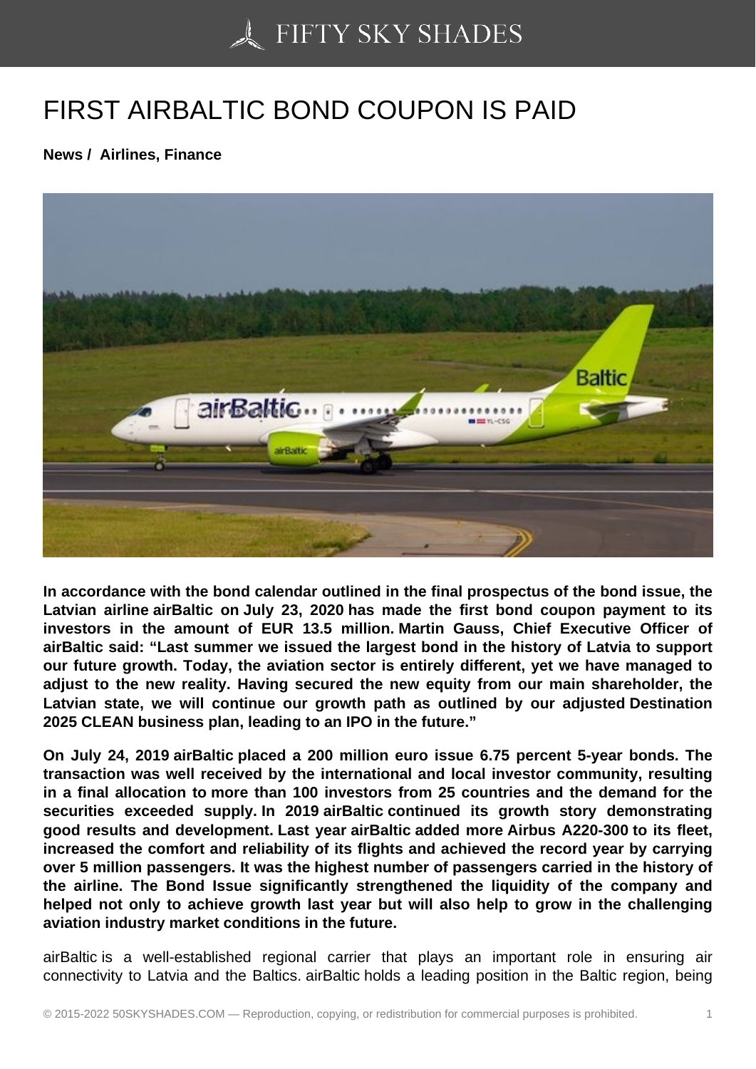# FIRST AIRBALTIC BOND COUPON IS PAID

**News / Airlines, Finance**

**In accordance with the bond calendar outlined in the final prospectus of the bond issue, the Latvian airline airBaltic on July 23, 2020 has made the first bond coupon payment to its investors in the amount of EUR 13.5 million. Martin Gauss, Chief Executive Officer of airBaltic said: "Last summer we issued the largest bond in the history of Latvia to support our future growth. Today, the aviation sector is entirely different, yet we have managed to adjust to the new reality. Having secured the new equity from our main shareholder, the Latvian state, we will continue our growth path as outlined by our adjusted Destination 2025 CLEAN business plan, leading to an IPO in the future."**

**On July 24, 2019 airBaltic placed a 200 million euro issue 6.75 percent 5-year bonds. The transaction was well received by the international and local investor community, resulting in a final allocation to more than 100 investors from 25 countries and the demand for the securities exceeded supply. In 2019 airBaltic continued its growth story demonstrating good results and development. Last year airBaltic added more Airbus A220-300 to its fleet, increased the comfort and reliability of its flights and achieved the record year by carrying over 5 million passengers. It was the highest number of passengers carried in the history of the airline. The Bond Issue significantly strengthened the liquidity of the company and helped not only to achieve growth last year but will also help to grow in the challenging aviation industry market conditions in the future.**

airBaltic is a well-established regional carrier that plays an important role in ensuring air connectivity to Latvia and the Baltics. airBaltic holds a leading position in the Baltic region, being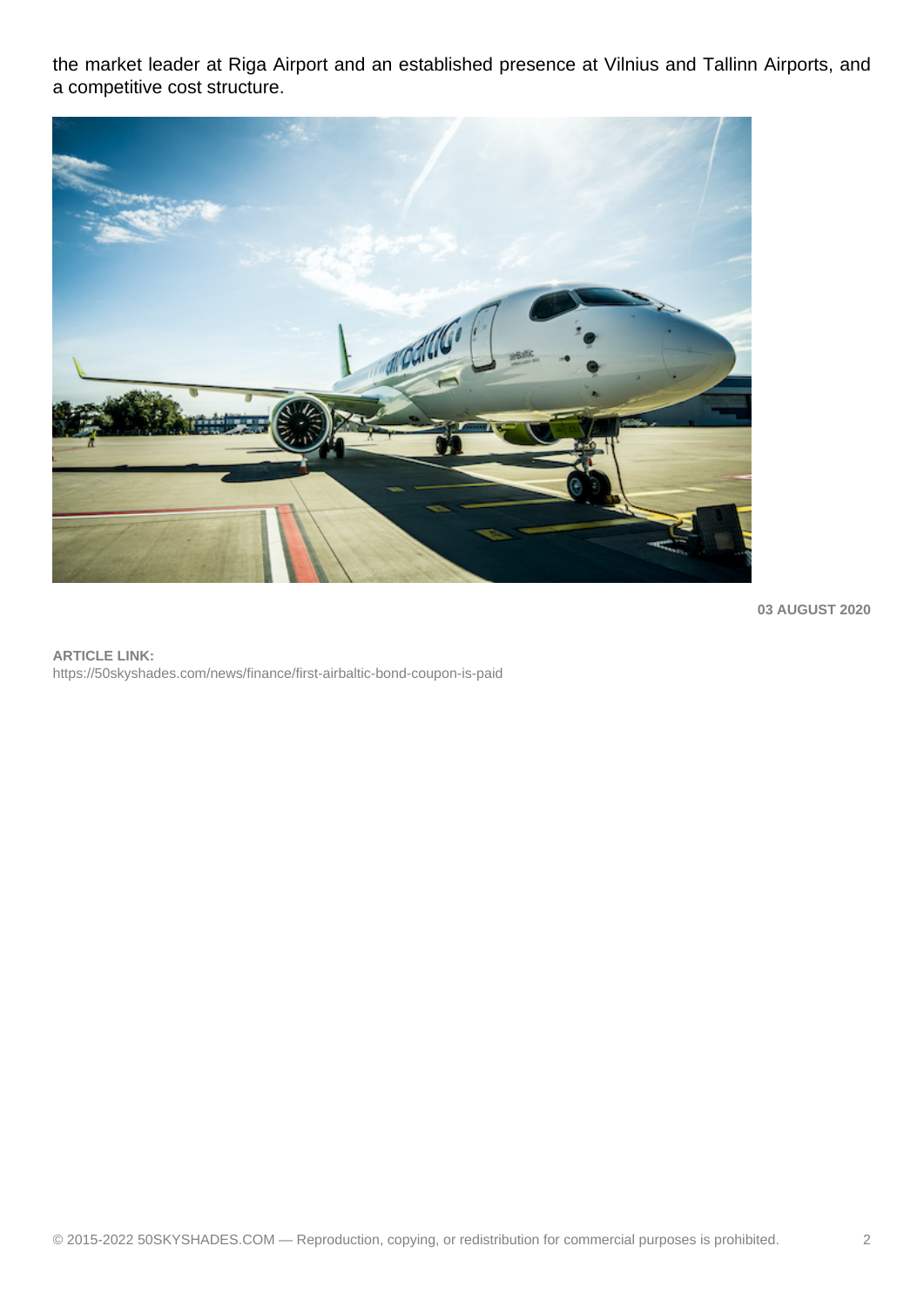the market leader at Riga Airport and an established presence at Vilnius and Tallinn Airports, and a competitive cost structure.

03 AUGUST 2020

**ARTICLE LINK:**
https://50skyshades.com/news/finance/first-airbaltic-bond-coupon-is-paid